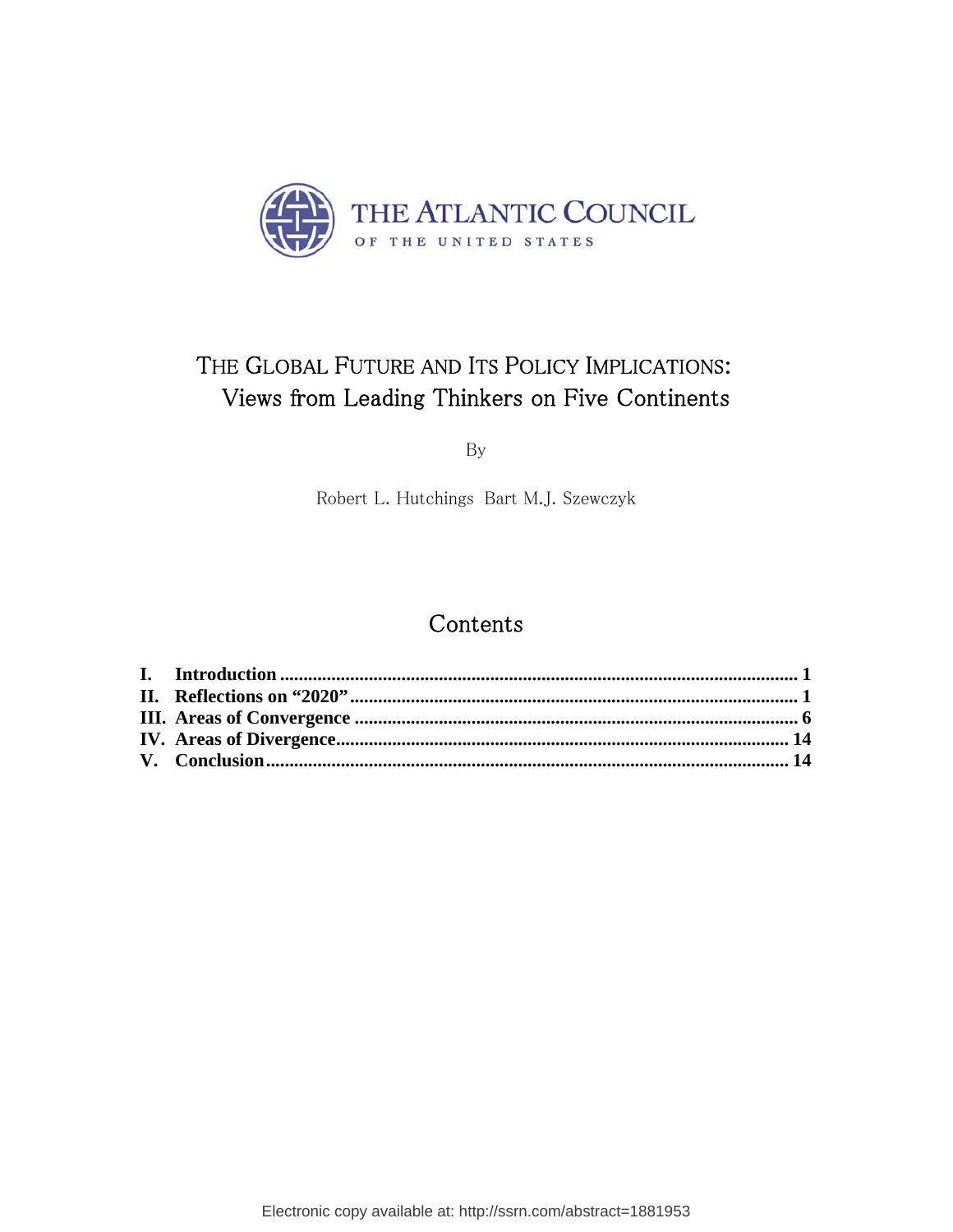THE ATLANTIC COUNCIL

OF THE UNITED STATES

# THE GLOBAL FUTURE AND ITS POLICY IMPLICATIONS: Views from Leading Thinkers on Five Continents

By

Robert L. Hutchings Bart M.J. Szewczyk

## Contents

**I. Introduction** ........................................................................ **1**
**II. Reflections on "2020"** ........................................................ **1**
**III. Areas of Convergence** ........................................................ **6**
**IV. Areas of Divergence** ........................................................ **14**
**V. Conclusion** ........................................................................ **14**

Electronic copy available at: http://ssrn.com/abstract=1881953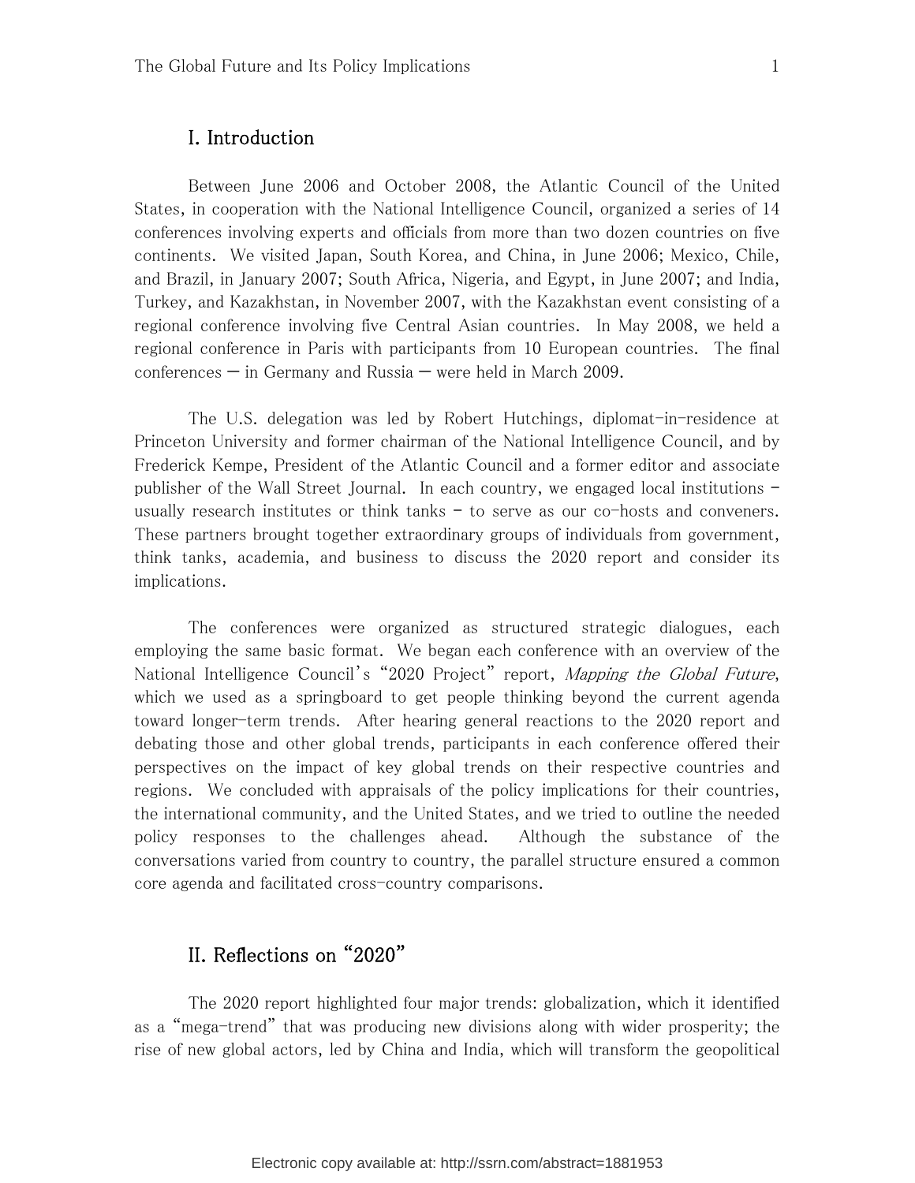## I. Introduction

Between June 2006 and October 2008, the Atlantic Council of the United States, in cooperation with the National Intelligence Council, organized a series of 14 conferences involving experts and officials from more than two dozen countries on five continents. We visited Japan, South Korea, and China, in June 2006; Mexico, Chile, and Brazil, in January 2007; South Africa, Nigeria, and Egypt, in June 2007; and India, Turkey, and Kazakhstan, in November 2007, with the Kazakhstan event consisting of a regional conference involving five Central Asian countries. In May 2008, we held a regional conference in Paris with participants from 10 European countries. The final conferences — in Germany and Russia — were held in March 2009.

The U.S. delegation was led by Robert Hutchings, diplomat-in-residence at Princeton University and former chairman of the National Intelligence Council, and by Frederick Kempe, President of the Atlantic Council and a former editor and associate publisher of the Wall Street Journal. In each country, we engaged local institutions - usually research institutes or think tanks - to serve as our co-hosts and conveners. These partners brought together extraordinary groups of individuals from government, think tanks, academia, and business to discuss the 2020 report and consider its implications.

The conferences were organized as structured strategic dialogues, each employing the same basic format. We began each conference with an overview of the National Intelligence Council's "2020 Project" report, *Mapping the Global Future*, which we used as a springboard to get people thinking beyond the current agenda toward longer-term trends. After hearing general reactions to the 2020 report and debating those and other global trends, participants in each conference offered their perspectives on the impact of key global trends on their respective countries and regions. We concluded with appraisals of the policy implications for their countries, the international community, and the United States, and we tried to outline the needed policy responses to the challenges ahead. Although the substance of the conversations varied from country to country, the parallel structure ensured a common core agenda and facilitated cross-country comparisons.

## II. Reflections on "2020"

The 2020 report highlighted four major trends: globalization, which it identified as a "mega-trend" that was producing new divisions along with wider prosperity; the rise of new global actors, led by China and India, which will transform the geopolitical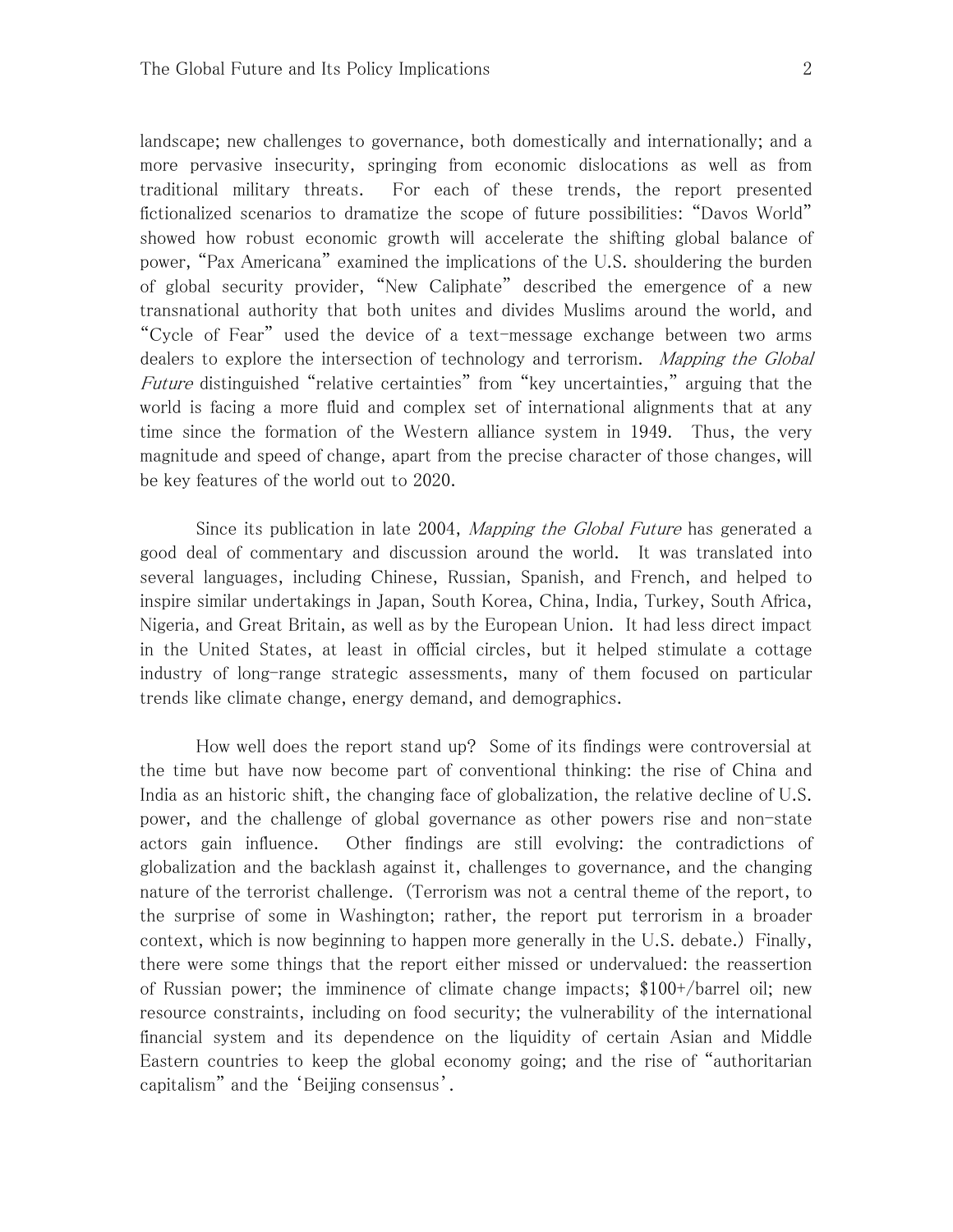landscape; new challenges to governance, both domestically and internationally; and a more pervasive insecurity, springing from economic dislocations as well as from traditional military threats. For each of these trends, the report presented fictionalized scenarios to dramatize the scope of future possibilities: "Davos World" showed how robust economic growth will accelerate the shifting global balance of power, "Pax Americana" examined the implications of the U.S. shouldering the burden of global security provider, "New Caliphate" described the emergence of a new transnational authority that both unites and divides Muslims around the world, and "Cycle of Fear" used the device of a text-message exchange between two arms dealers to explore the intersection of technology and terrorism. *Mapping the Global Future* distinguished "relative certainties" from "key uncertainties," arguing that the world is facing a more fluid and complex set of international alignments that at any time since the formation of the Western alliance system in 1949. Thus, the very magnitude and speed of change, apart from the precise character of those changes, will be key features of the world out to 2020.

Since its publication in late 2004, *Mapping the Global Future* has generated a good deal of commentary and discussion around the world. It was translated into several languages, including Chinese, Russian, Spanish, and French, and helped to inspire similar undertakings in Japan, South Korea, China, India, Turkey, South Africa, Nigeria, and Great Britain, as well as by the European Union. It had less direct impact in the United States, at least in official circles, but it helped stimulate a cottage industry of long-range strategic assessments, many of them focused on particular trends like climate change, energy demand, and demographics.

How well does the report stand up? Some of its findings were controversial at the time but have now become part of conventional thinking: the rise of China and India as an historic shift, the changing face of globalization, the relative decline of U.S. power, and the challenge of global governance as other powers rise and non-state actors gain influence. Other findings are still evolving: the contradictions of globalization and the backlash against it, challenges to governance, and the changing nature of the terrorist challenge. (Terrorism was not a central theme of the report, to the surprise of some in Washington; rather, the report put terrorism in a broader context, which is now beginning to happen more generally in the U.S. debate.) Finally, there were some things that the report either missed or undervalued: the reassertion of Russian power; the imminence of climate change impacts; $100+/barrel oil; new resource constraints, including on food security; the vulnerability of the international financial system and its dependence on the liquidity of certain Asian and Middle Eastern countries to keep the global economy going; and the rise of "authoritarian capitalism" and the 'Beijing consensus'.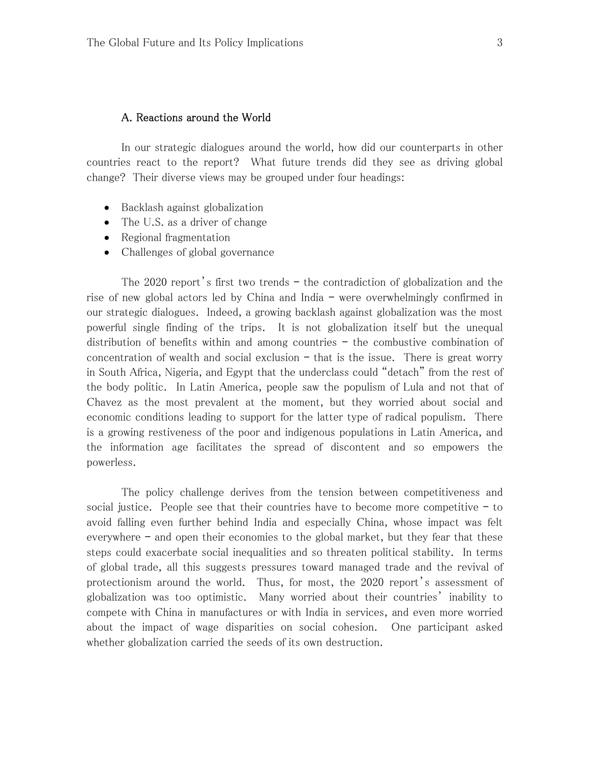### A. Reactions around the World

In our strategic dialogues around the world, how did our counterparts in other countries react to the report? What future trends did they see as driving global change? Their diverse views may be grouped under four headings:

- Backlash against globalization
- The U.S. as a driver of change
- Regional fragmentation
- Challenges of global governance

The 2020 report's first two trends – the contradiction of globalization and the rise of new global actors led by China and India – were overwhelmingly confirmed in our strategic dialogues. Indeed, a growing backlash against globalization was the most powerful single finding of the trips. It is not globalization itself but the unequal distribution of benefits within and among countries – the combustive combination of concentration of wealth and social exclusion – that is the issue. There is great worry in South Africa, Nigeria, and Egypt that the underclass could "detach" from the rest of the body politic. In Latin America, people saw the populism of Lula and not that of Chavez as the most prevalent at the moment, but they worried about social and economic conditions leading to support for the latter type of radical populism. There is a growing restiveness of the poor and indigenous populations in Latin America, and the information age facilitates the spread of discontent and so empowers the powerless.

The policy challenge derives from the tension between competitiveness and social justice. People see that their countries have to become more competitive – to avoid falling even further behind India and especially China, whose impact was felt everywhere – and open their economies to the global market, but they fear that these steps could exacerbate social inequalities and so threaten political stability. In terms of global trade, all this suggests pressures toward managed trade and the revival of protectionism around the world. Thus, for most, the 2020 report's assessment of globalization was too optimistic. Many worried about their countries' inability to compete with China in manufactures or with India in services, and even more worried about the impact of wage disparities on social cohesion. One participant asked whether globalization carried the seeds of its own destruction.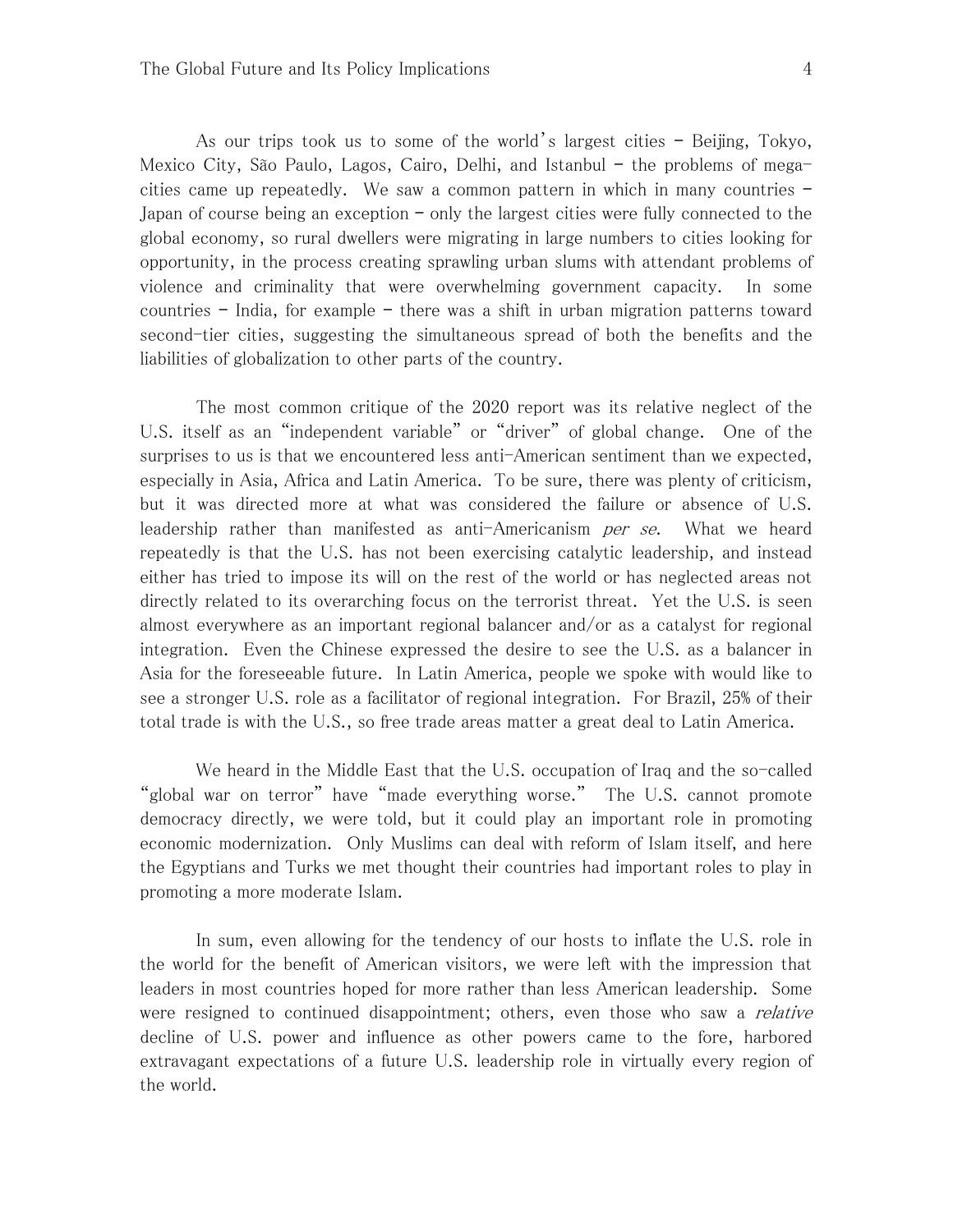As our trips took us to some of the world's largest cities – Beijing, Tokyo, Mexico City, São Paulo, Lagos, Cairo, Delhi, and Istanbul – the problems of mega-cities came up repeatedly. We saw a common pattern in which in many countries – Japan of course being an exception – only the largest cities were fully connected to the global economy, so rural dwellers were migrating in large numbers to cities looking for opportunity, in the process creating sprawling urban slums with attendant problems of violence and criminality that were overwhelming government capacity. In some countries – India, for example – there was a shift in urban migration patterns toward second-tier cities, suggesting the simultaneous spread of both the benefits and the liabilities of globalization to other parts of the country.

The most common critique of the 2020 report was its relative neglect of the U.S. itself as an "independent variable" or "driver" of global change. One of the surprises to us is that we encountered less anti-American sentiment than we expected, especially in Asia, Africa and Latin America. To be sure, there was plenty of criticism, but it was directed more at what was considered the failure or absence of U.S. leadership rather than manifested as anti-Americanism *per se*. What we heard repeatedly is that the U.S. has not been exercising catalytic leadership, and instead either has tried to impose its will on the rest of the world or has neglected areas not directly related to its overarching focus on the terrorist threat. Yet the U.S. is seen almost everywhere as an important regional balancer and/or as a catalyst for regional integration. Even the Chinese expressed the desire to see the U.S. as a balancer in Asia for the foreseeable future. In Latin America, people we spoke with would like to see a stronger U.S. role as a facilitator of regional integration. For Brazil, 25% of their total trade is with the U.S., so free trade areas matter a great deal to Latin America.

We heard in the Middle East that the U.S. occupation of Iraq and the so-called "global war on terror" have "made everything worse." The U.S. cannot promote democracy directly, we were told, but it could play an important role in promoting economic modernization. Only Muslims can deal with reform of Islam itself, and here the Egyptians and Turks we met thought their countries had important roles to play in promoting a more moderate Islam.

In sum, even allowing for the tendency of our hosts to inflate the U.S. role in the world for the benefit of American visitors, we were left with the impression that leaders in most countries hoped for more rather than less American leadership. Some were resigned to continued disappointment; others, even those who saw a *relative* decline of U.S. power and influence as other powers came to the fore, harbored extravagant expectations of a future U.S. leadership role in virtually every region of the world.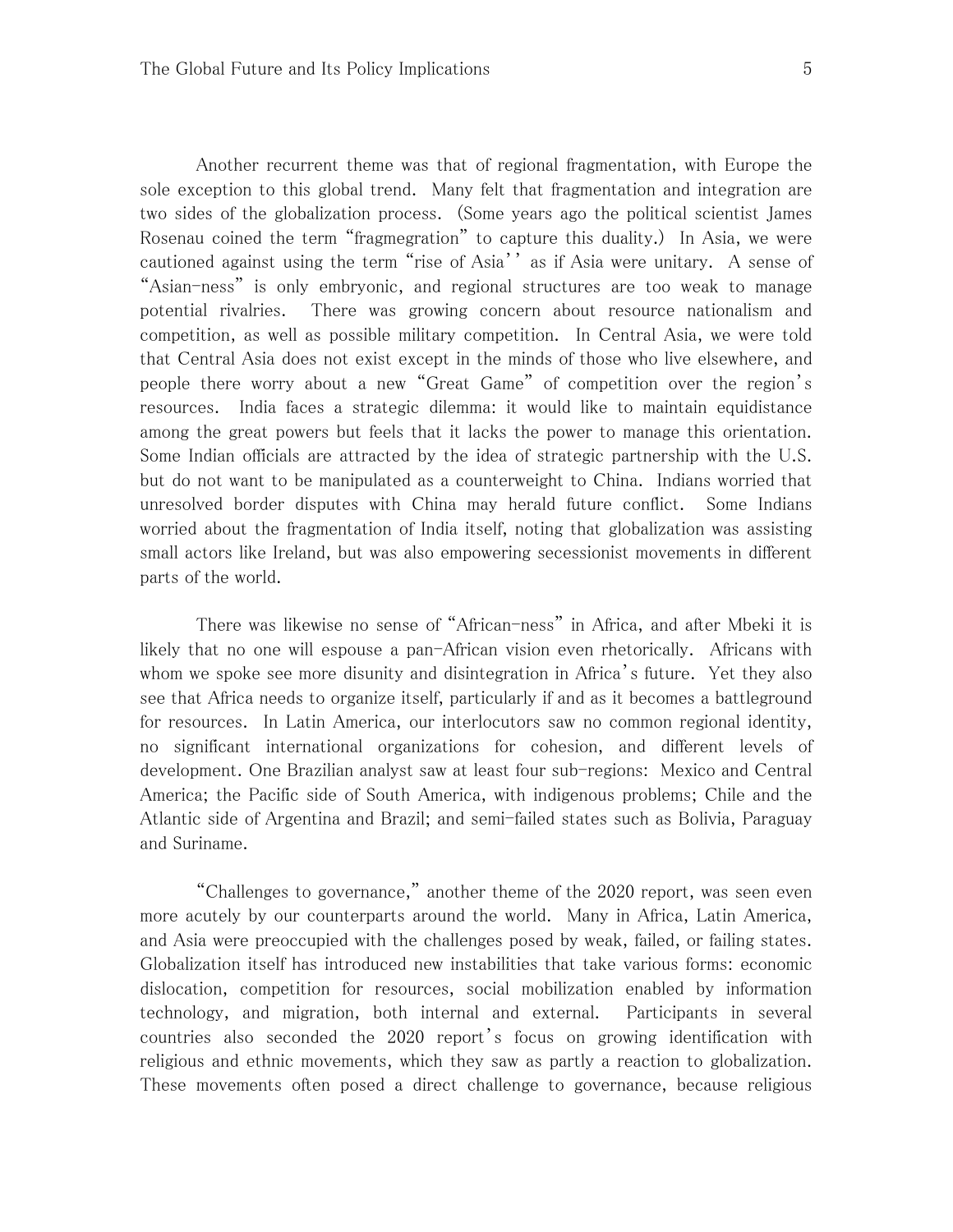Another recurrent theme was that of regional fragmentation, with Europe the sole exception to this global trend. Many felt that fragmentation and integration are two sides of the globalization process. (Some years ago the political scientist James Rosenau coined the term "fragmegration" to capture this duality.) In Asia, we were cautioned against using the term "rise of Asia'' as if Asia were unitary. A sense of "Asian-ness" is only embryonic, and regional structures are too weak to manage potential rivalries. There was growing concern about resource nationalism and competition, as well as possible military competition. In Central Asia, we were told that Central Asia does not exist except in the minds of those who live elsewhere, and people there worry about a new "Great Game" of competition over the region's resources. India faces a strategic dilemma: it would like to maintain equidistance among the great powers but feels that it lacks the power to manage this orientation. Some Indian officials are attracted by the idea of strategic partnership with the U.S. but do not want to be manipulated as a counterweight to China. Indians worried that unresolved border disputes with China may herald future conflict. Some Indians worried about the fragmentation of India itself, noting that globalization was assisting small actors like Ireland, but was also empowering secessionist movements in different parts of the world.

There was likewise no sense of "African-ness" in Africa, and after Mbeki it is likely that no one will espouse a pan-African vision even rhetorically. Africans with whom we spoke see more disunity and disintegration in Africa's future. Yet they also see that Africa needs to organize itself, particularly if and as it becomes a battleground for resources. In Latin America, our interlocutors saw no common regional identity, no significant international organizations for cohesion, and different levels of development. One Brazilian analyst saw at least four sub-regions: Mexico and Central America; the Pacific side of South America, with indigenous problems; Chile and the Atlantic side of Argentina and Brazil; and semi-failed states such as Bolivia, Paraguay and Suriname.

"Challenges to governance," another theme of the 2020 report, was seen even more acutely by our counterparts around the world. Many in Africa, Latin America, and Asia were preoccupied with the challenges posed by weak, failed, or failing states. Globalization itself has introduced new instabilities that take various forms: economic dislocation, competition for resources, social mobilization enabled by information technology, and migration, both internal and external. Participants in several countries also seconded the 2020 report's focus on growing identification with religious and ethnic movements, which they saw as partly a reaction to globalization. These movements often posed a direct challenge to governance, because religious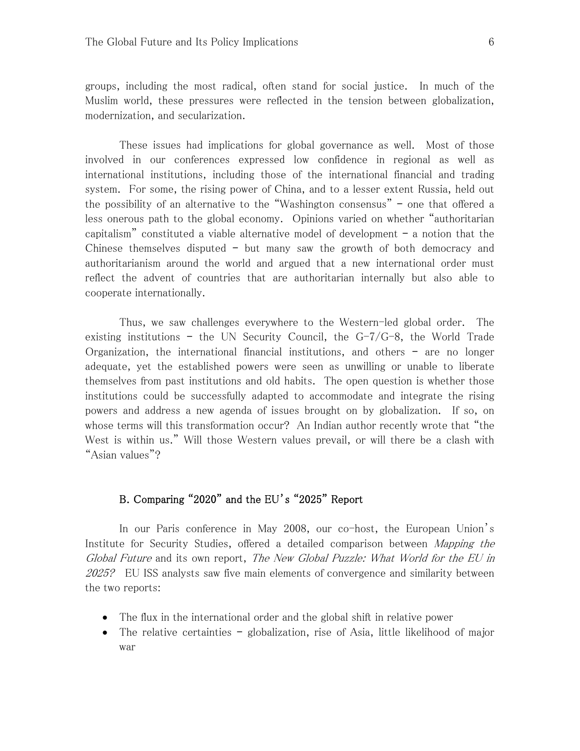groups, including the most radical, often stand for social justice. In much of the Muslim world, these pressures were reflected in the tension between globalization, modernization, and secularization.

These issues had implications for global governance as well. Most of those involved in our conferences expressed low confidence in regional as well as international institutions, including those of the international financial and trading system. For some, the rising power of China, and to a lesser extent Russia, held out the possibility of an alternative to the "Washington consensus" - one that offered a less onerous path to the global economy. Opinions varied on whether "authoritarian capitalism" constituted a viable alternative model of development - a notion that the Chinese themselves disputed - but many saw the growth of both democracy and authoritarianism around the world and argued that a new international order must reflect the advent of countries that are authoritarian internally but also able to cooperate internationally.

Thus, we saw challenges everywhere to the Western-led global order. The existing institutions - the UN Security Council, the G-7/G-8, the World Trade Organization, the international financial institutions, and others - are no longer adequate, yet the established powers were seen as unwilling or unable to liberate themselves from past institutions and old habits. The open question is whether those institutions could be successfully adapted to accommodate and integrate the rising powers and address a new agenda of issues brought on by globalization. If so, on whose terms will this transformation occur? An Indian author recently wrote that "the West is within us." Will those Western values prevail, or will there be a clash with "Asian values"?

### B. Comparing "2020" and the EU's "2025" Report

In our Paris conference in May 2008, our co-host, the European Union's Institute for Security Studies, offered a detailed comparison between *Mapping the Global Future* and its own report, *The New Global Puzzle: What World for the EU in 2025?* EU ISS analysts saw five main elements of convergence and similarity between the two reports:

- The flux in the international order and the global shift in relative power
- The relative certainties - globalization, rise of Asia, little likelihood of major war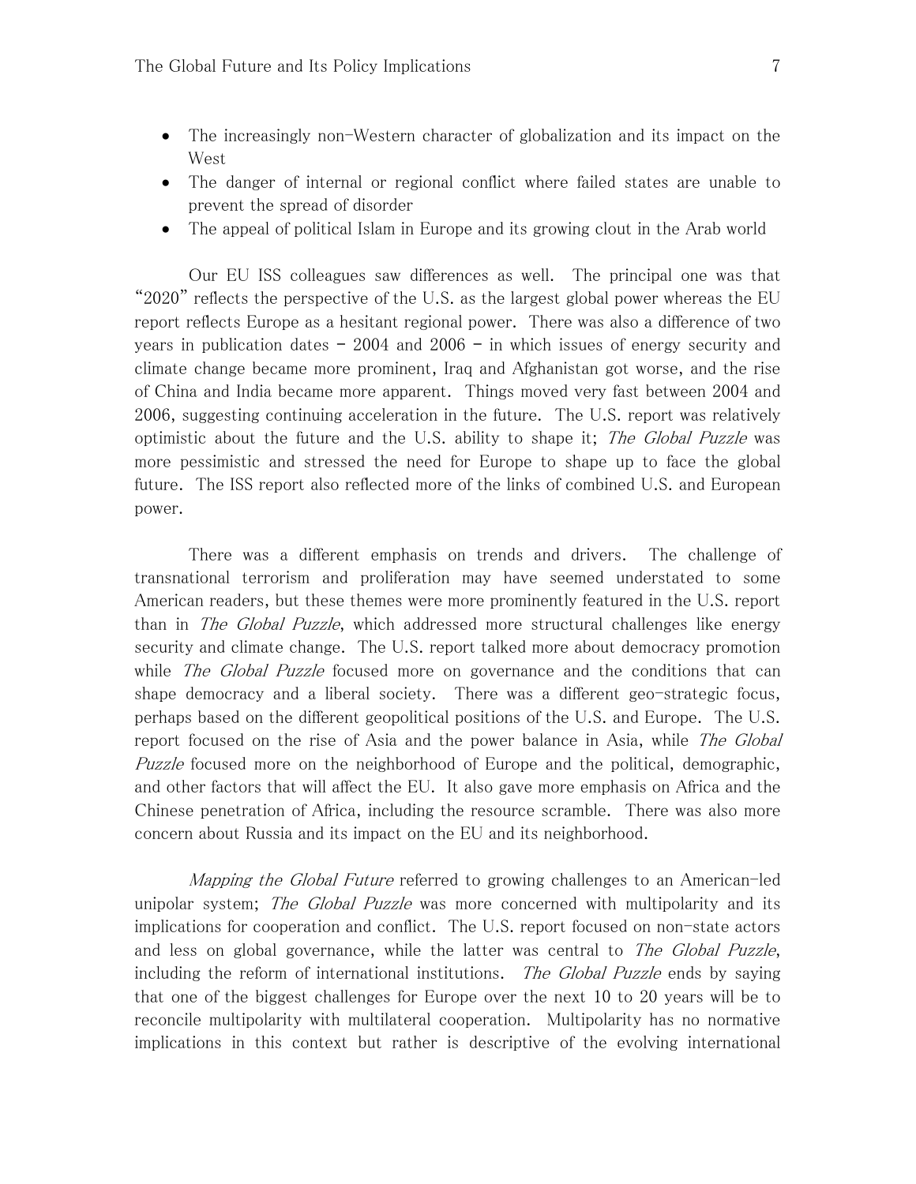- The increasingly non-Western character of globalization and its impact on the West
- The danger of internal or regional conflict where failed states are unable to prevent the spread of disorder
- The appeal of political Islam in Europe and its growing clout in the Arab world

Our EU ISS colleagues saw differences as well. The principal one was that "2020" reflects the perspective of the U.S. as the largest global power whereas the EU report reflects Europe as a hesitant regional power. There was also a difference of two years in publication dates - 2004 and 2006 - in which issues of energy security and climate change became more prominent, Iraq and Afghanistan got worse, and the rise of China and India became more apparent. Things moved very fast between 2004 and 2006, suggesting continuing acceleration in the future. The U.S. report was relatively optimistic about the future and the U.S. ability to shape it; *The Global Puzzle* was more pessimistic and stressed the need for Europe to shape up to face the global future. The ISS report also reflected more of the links of combined U.S. and European power.

There was a different emphasis on trends and drivers. The challenge of transnational terrorism and proliferation may have seemed understated to some American readers, but these themes were more prominently featured in the U.S. report than in *The Global Puzzle*, which addressed more structural challenges like energy security and climate change. The U.S. report talked more about democracy promotion while *The Global Puzzle* focused more on governance and the conditions that can shape democracy and a liberal society. There was a different geo-strategic focus, perhaps based on the different geopolitical positions of the U.S. and Europe. The U.S. report focused on the rise of Asia and the power balance in Asia, while *The Global Puzzle* focused more on the neighborhood of Europe and the political, demographic, and other factors that will affect the EU. It also gave more emphasis on Africa and the Chinese penetration of Africa, including the resource scramble. There was also more concern about Russia and its impact on the EU and its neighborhood.

*Mapping the Global Future* referred to growing challenges to an American-led unipolar system; *The Global Puzzle* was more concerned with multipolarity and its implications for cooperation and conflict. The U.S. report focused on non-state actors and less on global governance, while the latter was central to *The Global Puzzle*, including the reform of international institutions. *The Global Puzzle* ends by saying that one of the biggest challenges for Europe over the next 10 to 20 years will be to reconcile multipolarity with multilateral cooperation. Multipolarity has no normative implications in this context but rather is descriptive of the evolving international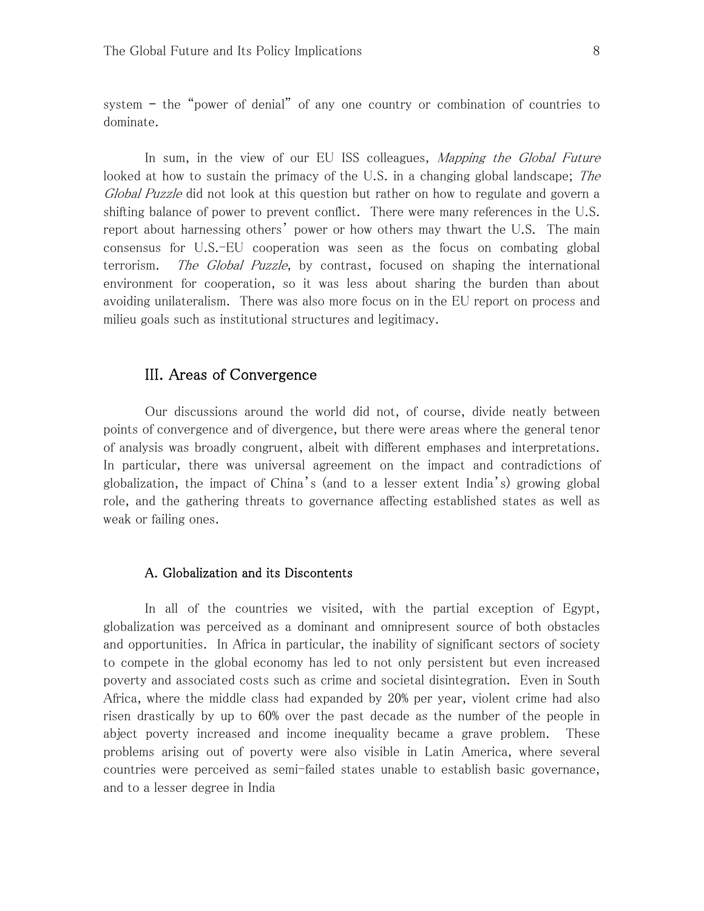system – the "power of denial" of any one country or combination of countries to dominate.

In sum, in the view of our EU ISS colleagues, *Mapping the Global Future* looked at how to sustain the primacy of the U.S. in a changing global landscape; *The Global Puzzle* did not look at this question but rather on how to regulate and govern a shifting balance of power to prevent conflict. There were many references in the U.S. report about harnessing others' power or how others may thwart the U.S. The main consensus for U.S.-EU cooperation was seen as the focus on combating global terrorism. *The Global Puzzle*, by contrast, focused on shaping the international environment for cooperation, so it was less about sharing the burden than about avoiding unilateralism. There was also more focus on in the EU report on process and milieu goals such as institutional structures and legitimacy.

## III. Areas of Convergence

Our discussions around the world did not, of course, divide neatly between points of convergence and of divergence, but there were areas where the general tenor of analysis was broadly congruent, albeit with different emphases and interpretations. In particular, there was universal agreement on the impact and contradictions of globalization, the impact of China's (and to a lesser extent India's) growing global role, and the gathering threats to governance affecting established states as well as weak or failing ones.

### A. Globalization and its Discontents

In all of the countries we visited, with the partial exception of Egypt, globalization was perceived as a dominant and omnipresent source of both obstacles and opportunities. In Africa in particular, the inability of significant sectors of society to compete in the global economy has led to not only persistent but even increased poverty and associated costs such as crime and societal disintegration. Even in South Africa, where the middle class had expanded by 20% per year, violent crime had also risen drastically by up to 60% over the past decade as the number of the people in abject poverty increased and income inequality became a grave problem. These problems arising out of poverty were also visible in Latin America, where several countries were perceived as semi-failed states unable to establish basic governance, and to a lesser degree in India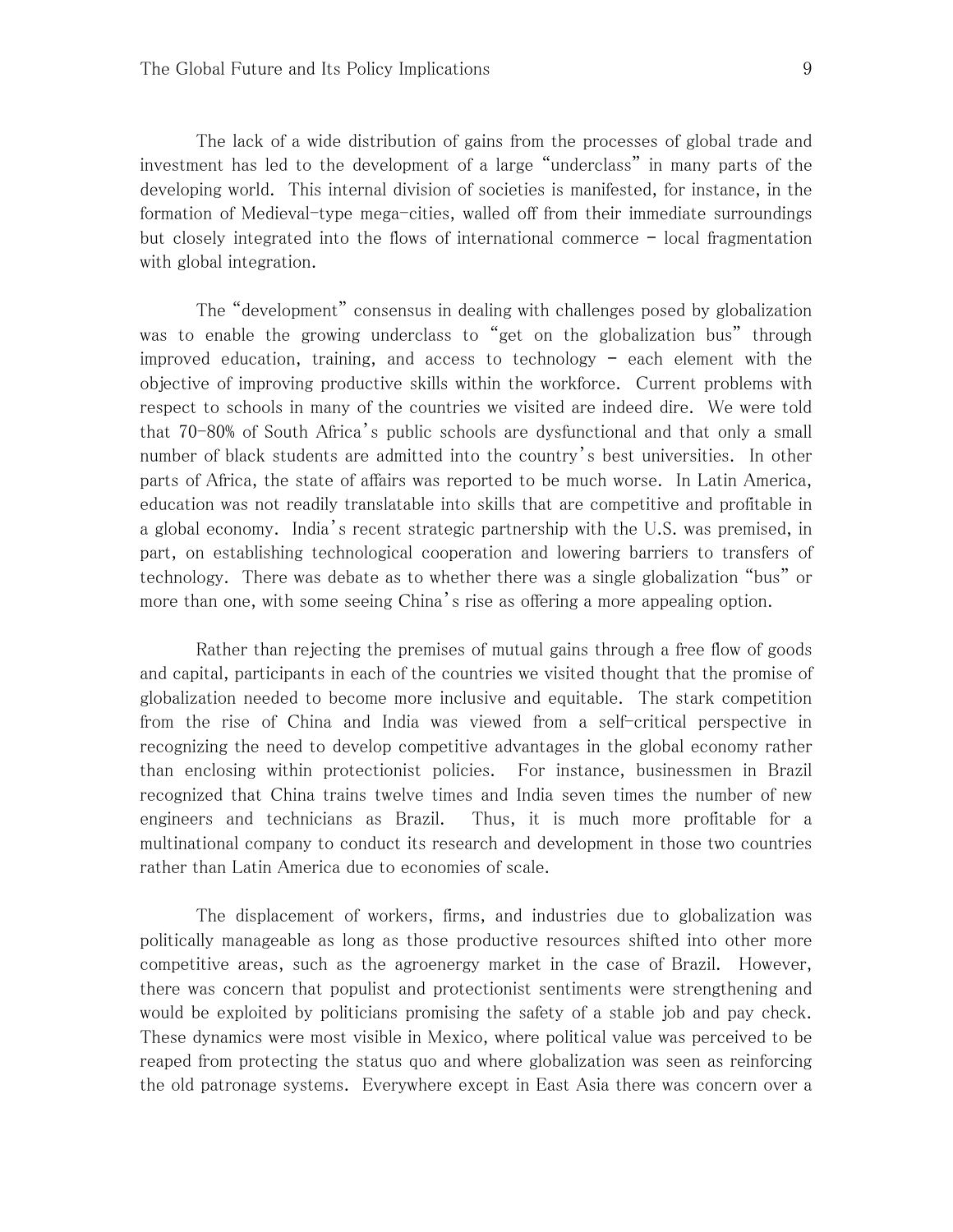The lack of a wide distribution of gains from the processes of global trade and investment has led to the development of a large "underclass" in many parts of the developing world. This internal division of societies is manifested, for instance, in the formation of Medieval-type mega-cities, walled off from their immediate surroundings but closely integrated into the flows of international commerce – local fragmentation with global integration.

The "development" consensus in dealing with challenges posed by globalization was to enable the growing underclass to "get on the globalization bus" through improved education, training, and access to technology – each element with the objective of improving productive skills within the workforce. Current problems with respect to schools in many of the countries we visited are indeed dire. We were told that 70-80% of South Africa's public schools are dysfunctional and that only a small number of black students are admitted into the country's best universities. In other parts of Africa, the state of affairs was reported to be much worse. In Latin America, education was not readily translatable into skills that are competitive and profitable in a global economy. India's recent strategic partnership with the U.S. was premised, in part, on establishing technological cooperation and lowering barriers to transfers of technology. There was debate as to whether there was a single globalization "bus" or more than one, with some seeing China's rise as offering a more appealing option.

Rather than rejecting the premises of mutual gains through a free flow of goods and capital, participants in each of the countries we visited thought that the promise of globalization needed to become more inclusive and equitable. The stark competition from the rise of China and India was viewed from a self-critical perspective in recognizing the need to develop competitive advantages in the global economy rather than enclosing within protectionist policies. For instance, businessmen in Brazil recognized that China trains twelve times and India seven times the number of new engineers and technicians as Brazil. Thus, it is much more profitable for a multinational company to conduct its research and development in those two countries rather than Latin America due to economies of scale.

The displacement of workers, firms, and industries due to globalization was politically manageable as long as those productive resources shifted into other more competitive areas, such as the agroenergy market in the case of Brazil. However, there was concern that populist and protectionist sentiments were strengthening and would be exploited by politicians promising the safety of a stable job and pay check. These dynamics were most visible in Mexico, where political value was perceived to be reaped from protecting the status quo and where globalization was seen as reinforcing the old patronage systems. Everywhere except in East Asia there was concern over a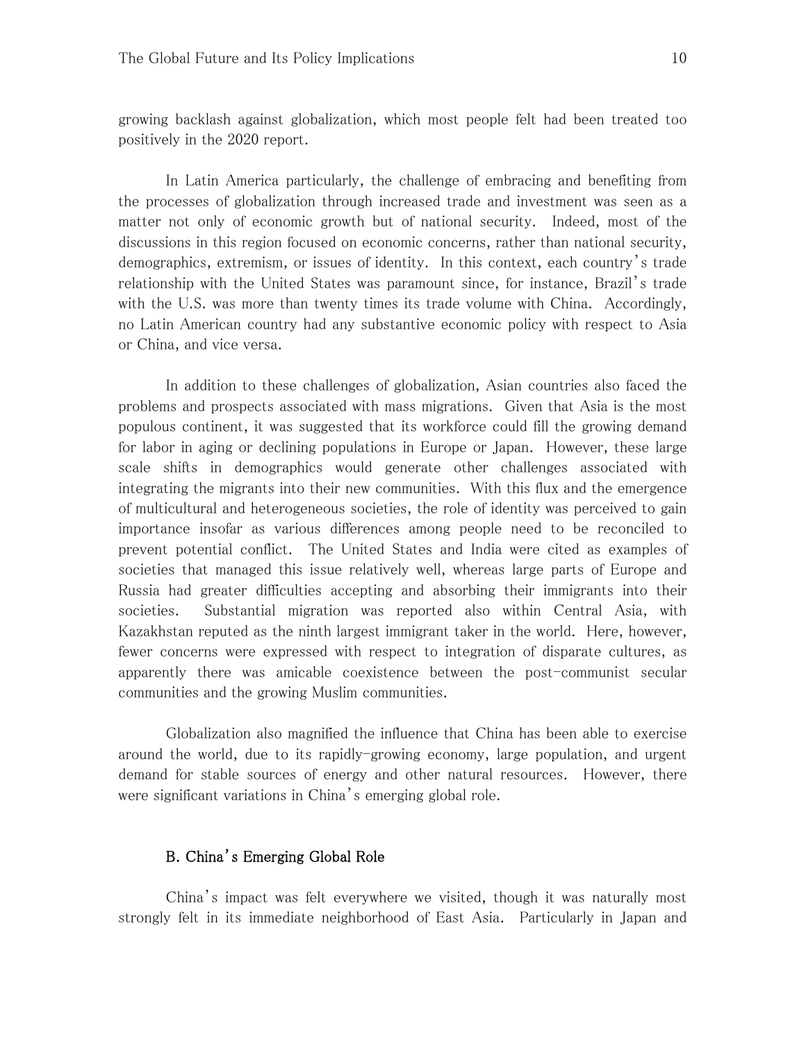growing backlash against globalization, which most people felt had been treated too positively in the 2020 report.

In Latin America particularly, the challenge of embracing and benefiting from the processes of globalization through increased trade and investment was seen as a matter not only of economic growth but of national security. Indeed, most of the discussions in this region focused on economic concerns, rather than national security, demographics, extremism, or issues of identity. In this context, each country's trade relationship with the United States was paramount since, for instance, Brazil's trade with the U.S. was more than twenty times its trade volume with China. Accordingly, no Latin American country had any substantive economic policy with respect to Asia or China, and vice versa.

In addition to these challenges of globalization, Asian countries also faced the problems and prospects associated with mass migrations. Given that Asia is the most populous continent, it was suggested that its workforce could fill the growing demand for labor in aging or declining populations in Europe or Japan. However, these large scale shifts in demographics would generate other challenges associated with integrating the migrants into their new communities. With this flux and the emergence of multicultural and heterogeneous societies, the role of identity was perceived to gain importance insofar as various differences among people need to be reconciled to prevent potential conflict. The United States and India were cited as examples of societies that managed this issue relatively well, whereas large parts of Europe and Russia had greater difficulties accepting and absorbing their immigrants into their societies. Substantial migration was reported also within Central Asia, with Kazakhstan reputed as the ninth largest immigrant taker in the world. Here, however, fewer concerns were expressed with respect to integration of disparate cultures, as apparently there was amicable coexistence between the post-communist secular communities and the growing Muslim communities.

Globalization also magnified the influence that China has been able to exercise around the world, due to its rapidly-growing economy, large population, and urgent demand for stable sources of energy and other natural resources. However, there were significant variations in China's emerging global role.

### B. China's Emerging Global Role

China's impact was felt everywhere we visited, though it was naturally most strongly felt in its immediate neighborhood of East Asia. Particularly in Japan and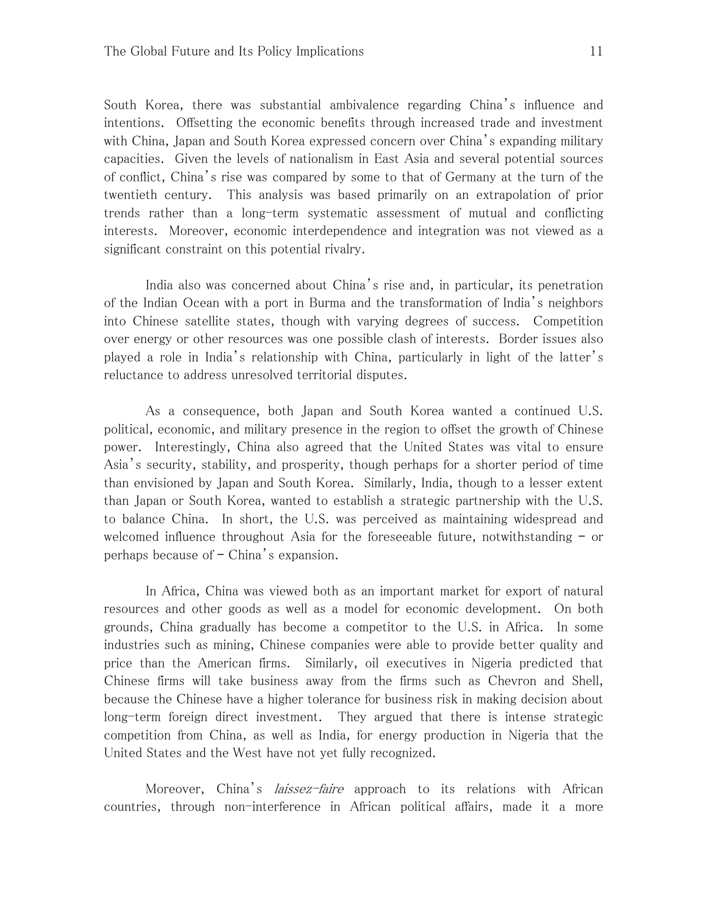South Korea, there was substantial ambivalence regarding China's influence and intentions. Offsetting the economic benefits through increased trade and investment with China, Japan and South Korea expressed concern over China's expanding military capacities. Given the levels of nationalism in East Asia and several potential sources of conflict, China's rise was compared by some to that of Germany at the turn of the twentieth century. This analysis was based primarily on an extrapolation of prior trends rather than a long-term systematic assessment of mutual and conflicting interests. Moreover, economic interdependence and integration was not viewed as a significant constraint on this potential rivalry.

India also was concerned about China's rise and, in particular, its penetration of the Indian Ocean with a port in Burma and the transformation of India's neighbors into Chinese satellite states, though with varying degrees of success. Competition over energy or other resources was one possible clash of interests. Border issues also played a role in India's relationship with China, particularly in light of the latter's reluctance to address unresolved territorial disputes.

As a consequence, both Japan and South Korea wanted a continued U.S. political, economic, and military presence in the region to offset the growth of Chinese power. Interestingly, China also agreed that the United States was vital to ensure Asia's security, stability, and prosperity, though perhaps for a shorter period of time than envisioned by Japan and South Korea. Similarly, India, though to a lesser extent than Japan or South Korea, wanted to establish a strategic partnership with the U.S. to balance China. In short, the U.S. was perceived as maintaining widespread and welcomed influence throughout Asia for the foreseeable future, notwithstanding – or perhaps because of – China's expansion.

In Africa, China was viewed both as an important market for export of natural resources and other goods as well as a model for economic development. On both grounds, China gradually has become a competitor to the U.S. in Africa. In some industries such as mining, Chinese companies were able to provide better quality and price than the American firms. Similarly, oil executives in Nigeria predicted that Chinese firms will take business away from the firms such as Chevron and Shell, because the Chinese have a higher tolerance for business risk in making decision about long-term foreign direct investment. They argued that there is intense strategic competition from China, as well as India, for energy production in Nigeria that the United States and the West have not yet fully recognized.

Moreover, China's *laissez-faire* approach to its relations with African countries, through non-interference in African political affairs, made it a more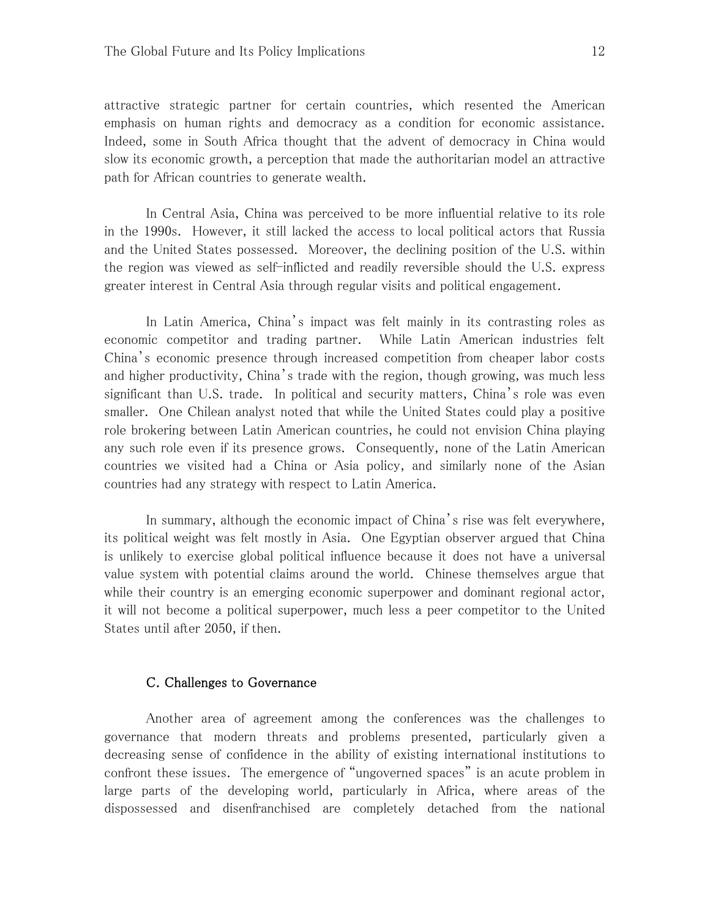attractive strategic partner for certain countries, which resented the American emphasis on human rights and democracy as a condition for economic assistance. Indeed, some in South Africa thought that the advent of democracy in China would slow its economic growth, a perception that made the authoritarian model an attractive path for African countries to generate wealth.

In Central Asia, China was perceived to be more influential relative to its role in the 1990s. However, it still lacked the access to local political actors that Russia and the United States possessed. Moreover, the declining position of the U.S. within the region was viewed as self-inflicted and readily reversible should the U.S. express greater interest in Central Asia through regular visits and political engagement.

In Latin America, China's impact was felt mainly in its contrasting roles as economic competitor and trading partner. While Latin American industries felt China's economic presence through increased competition from cheaper labor costs and higher productivity, China's trade with the region, though growing, was much less significant than U.S. trade. In political and security matters, China's role was even smaller. One Chilean analyst noted that while the United States could play a positive role brokering between Latin American countries, he could not envision China playing any such role even if its presence grows. Consequently, none of the Latin American countries we visited had a China or Asia policy, and similarly none of the Asian countries had any strategy with respect to Latin America.

In summary, although the economic impact of China's rise was felt everywhere, its political weight was felt mostly in Asia. One Egyptian observer argued that China is unlikely to exercise global political influence because it does not have a universal value system with potential claims around the world. Chinese themselves argue that while their country is an emerging economic superpower and dominant regional actor, it will not become a political superpower, much less a peer competitor to the United States until after 2050, if then.

### C. Challenges to Governance

Another area of agreement among the conferences was the challenges to governance that modern threats and problems presented, particularly given a decreasing sense of confidence in the ability of existing international institutions to confront these issues. The emergence of "ungoverned spaces" is an acute problem in large parts of the developing world, particularly in Africa, where areas of the dispossessed and disenfranchised are completely detached from the national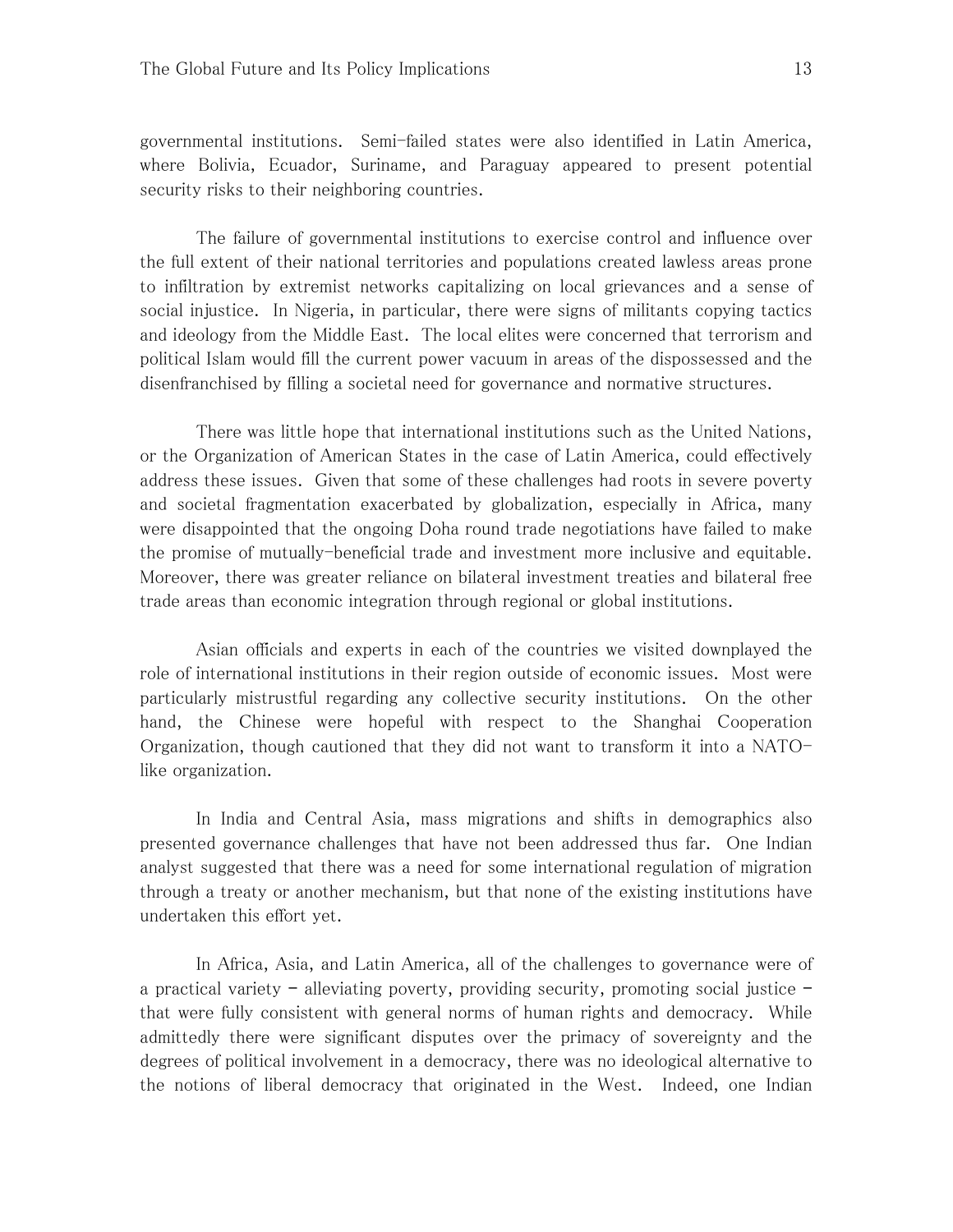governmental institutions. Semi-failed states were also identified in Latin America, where Bolivia, Ecuador, Suriname, and Paraguay appeared to present potential security risks to their neighboring countries.

The failure of governmental institutions to exercise control and influence over the full extent of their national territories and populations created lawless areas prone to infiltration by extremist networks capitalizing on local grievances and a sense of social injustice. In Nigeria, in particular, there were signs of militants copying tactics and ideology from the Middle East. The local elites were concerned that terrorism and political Islam would fill the current power vacuum in areas of the dispossessed and the disenfranchised by filling a societal need for governance and normative structures.

There was little hope that international institutions such as the United Nations, or the Organization of American States in the case of Latin America, could effectively address these issues. Given that some of these challenges had roots in severe poverty and societal fragmentation exacerbated by globalization, especially in Africa, many were disappointed that the ongoing Doha round trade negotiations have failed to make the promise of mutually-beneficial trade and investment more inclusive and equitable. Moreover, there was greater reliance on bilateral investment treaties and bilateral free trade areas than economic integration through regional or global institutions.

Asian officials and experts in each of the countries we visited downplayed the role of international institutions in their region outside of economic issues. Most were particularly mistrustful regarding any collective security institutions. On the other hand, the Chinese were hopeful with respect to the Shanghai Cooperation Organization, though cautioned that they did not want to transform it into a NATO-like organization.

In India and Central Asia, mass migrations and shifts in demographics also presented governance challenges that have not been addressed thus far. One Indian analyst suggested that there was a need for some international regulation of migration through a treaty or another mechanism, but that none of the existing institutions have undertaken this effort yet.

In Africa, Asia, and Latin America, all of the challenges to governance were of a practical variety – alleviating poverty, providing security, promoting social justice – that were fully consistent with general norms of human rights and democracy. While admittedly there were significant disputes over the primacy of sovereignty and the degrees of political involvement in a democracy, there was no ideological alternative to the notions of liberal democracy that originated in the West. Indeed, one Indian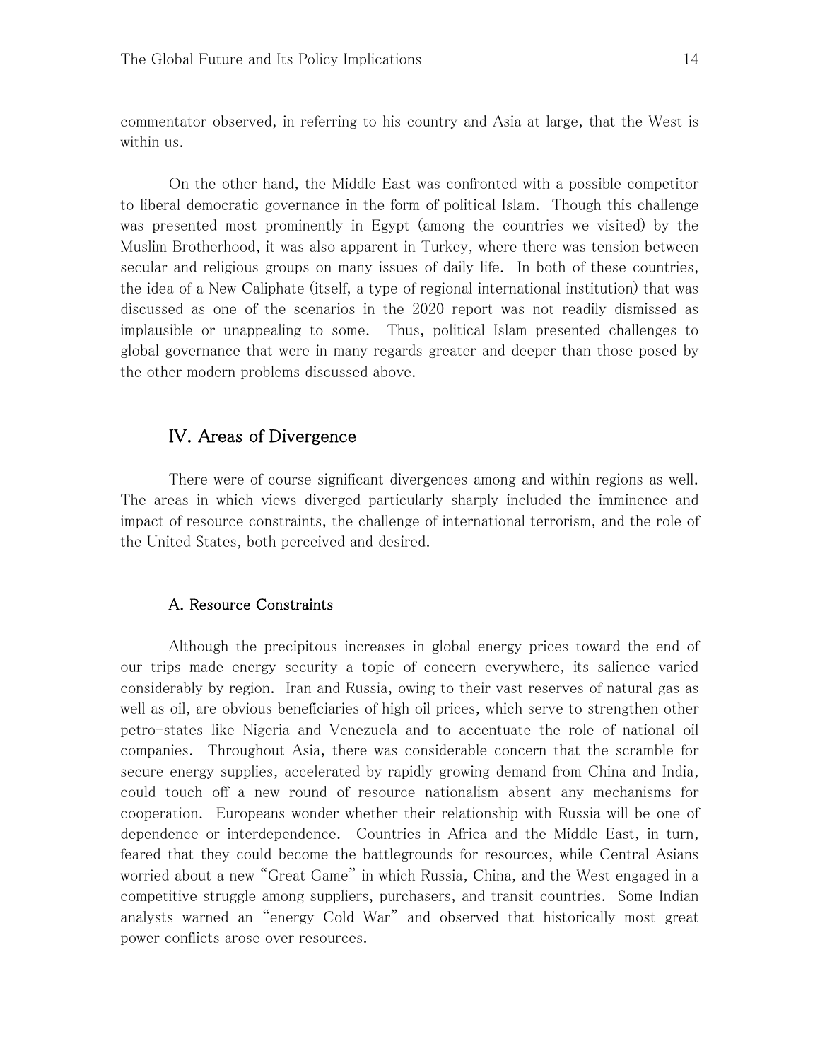commentator observed, in referring to his country and Asia at large, that the West is within us.

On the other hand, the Middle East was confronted with a possible competitor to liberal democratic governance in the form of political Islam. Though this challenge was presented most prominently in Egypt (among the countries we visited) by the Muslim Brotherhood, it was also apparent in Turkey, where there was tension between secular and religious groups on many issues of daily life. In both of these countries, the idea of a New Caliphate (itself, a type of regional international institution) that was discussed as one of the scenarios in the 2020 report was not readily dismissed as implausible or unappealing to some. Thus, political Islam presented challenges to global governance that were in many regards greater and deeper than those posed by the other modern problems discussed above.

## IV. Areas of Divergence

There were of course significant divergences among and within regions as well. The areas in which views diverged particularly sharply included the imminence and impact of resource constraints, the challenge of international terrorism, and the role of the United States, both perceived and desired.

### A. Resource Constraints

Although the precipitous increases in global energy prices toward the end of our trips made energy security a topic of concern everywhere, its salience varied considerably by region. Iran and Russia, owing to their vast reserves of natural gas as well as oil, are obvious beneficiaries of high oil prices, which serve to strengthen other petro-states like Nigeria and Venezuela and to accentuate the role of national oil companies. Throughout Asia, there was considerable concern that the scramble for secure energy supplies, accelerated by rapidly growing demand from China and India, could touch off a new round of resource nationalism absent any mechanisms for cooperation. Europeans wonder whether their relationship with Russia will be one of dependence or interdependence. Countries in Africa and the Middle East, in turn, feared that they could become the battlegrounds for resources, while Central Asians worried about a new "Great Game" in which Russia, China, and the West engaged in a competitive struggle among suppliers, purchasers, and transit countries. Some Indian analysts warned an "energy Cold War" and observed that historically most great power conflicts arose over resources.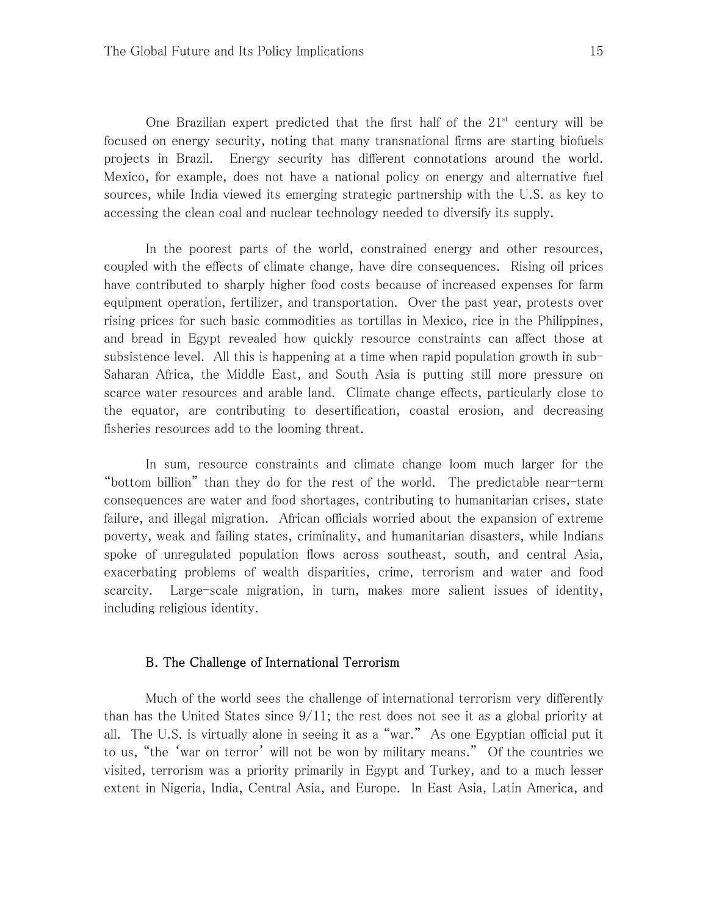One Brazilian expert predicted that the first half of the 21st century will be focused on energy security, noting that many transnational firms are starting biofuels projects in Brazil. Energy security has different connotations around the world. Mexico, for example, does not have a national policy on energy and alternative fuel sources, while India viewed its emerging strategic partnership with the U.S. as key to accessing the clean coal and nuclear technology needed to diversify its supply.

In the poorest parts of the world, constrained energy and other resources, coupled with the effects of climate change, have dire consequences. Rising oil prices have contributed to sharply higher food costs because of increased expenses for farm equipment operation, fertilizer, and transportation. Over the past year, protests over rising prices for such basic commodities as tortillas in Mexico, rice in the Philippines, and bread in Egypt revealed how quickly resource constraints can affect those at subsistence level. All this is happening at a time when rapid population growth in sub-Saharan Africa, the Middle East, and South Asia is putting still more pressure on scarce water resources and arable land. Climate change effects, particularly close to the equator, are contributing to desertification, coastal erosion, and decreasing fisheries resources add to the looming threat.

In sum, resource constraints and climate change loom much larger for the "bottom billion" than they do for the rest of the world. The predictable near-term consequences are water and food shortages, contributing to humanitarian crises, state failure, and illegal migration. African officials worried about the expansion of extreme poverty, weak and failing states, criminality, and humanitarian disasters, while Indians spoke of unregulated population flows across southeast, south, and central Asia, exacerbating problems of wealth disparities, crime, terrorism and water and food scarcity. Large-scale migration, in turn, makes more salient issues of identity, including religious identity.

### B. The Challenge of International Terrorism

Much of the world sees the challenge of international terrorism very differently than has the United States since 9/11; the rest does not see it as a global priority at all. The U.S. is virtually alone in seeing it as a "war." As one Egyptian official put it to us, "the 'war on terror' will not be won by military means." Of the countries we visited, terrorism was a priority primarily in Egypt and Turkey, and to a much lesser extent in Nigeria, India, Central Asia, and Europe. In East Asia, Latin America, and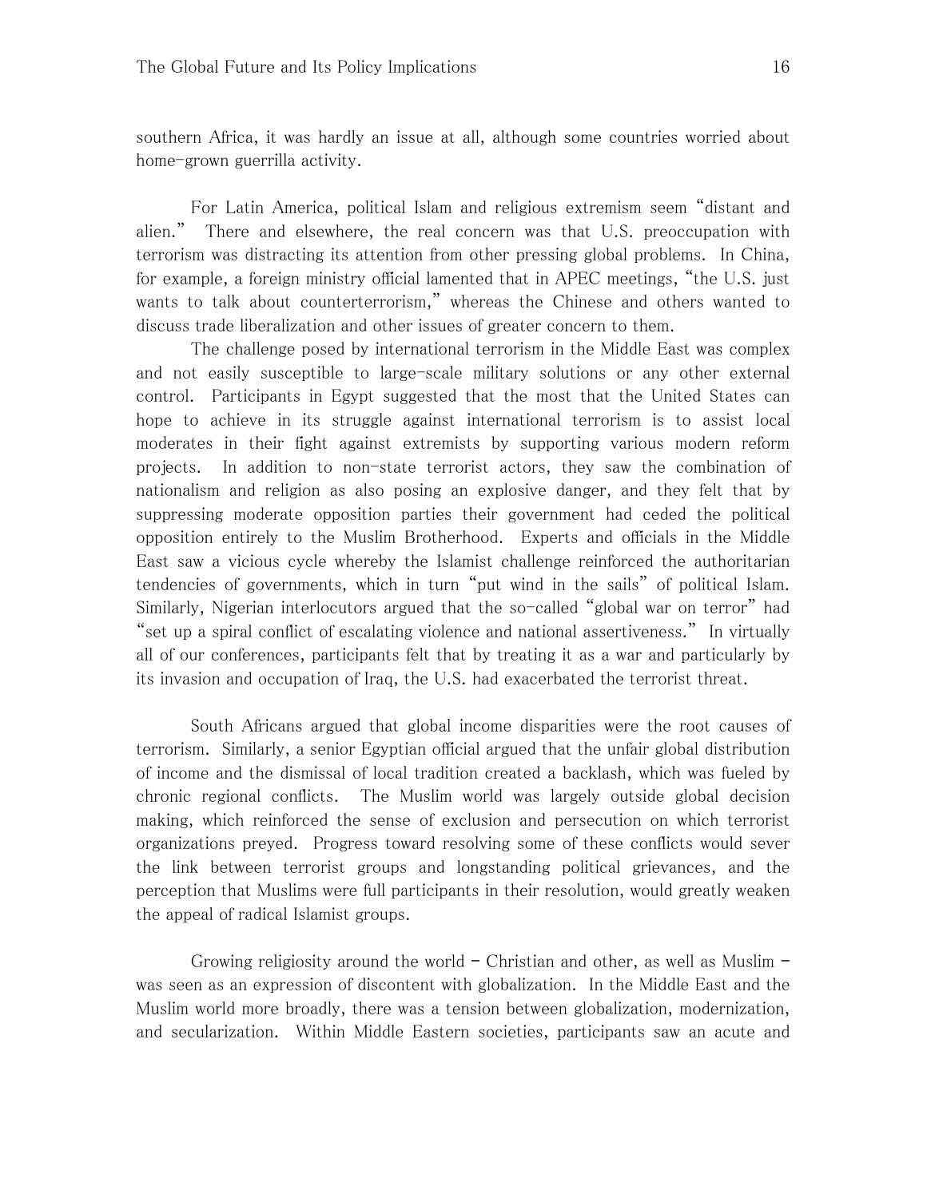southern Africa, it was hardly an issue at all, although some countries worried about home-grown guerrilla activity.

For Latin America, political Islam and religious extremism seem "distant and alien." There and elsewhere, the real concern was that U.S. preoccupation with terrorism was distracting its attention from other pressing global problems. In China, for example, a foreign ministry official lamented that in APEC meetings, "the U.S. just wants to talk about counterterrorism," whereas the Chinese and others wanted to discuss trade liberalization and other issues of greater concern to them.

The challenge posed by international terrorism in the Middle East was complex and not easily susceptible to large-scale military solutions or any other external control. Participants in Egypt suggested that the most that the United States can hope to achieve in its struggle against international terrorism is to assist local moderates in their fight against extremists by supporting various modern reform projects. In addition to non-state terrorist actors, they saw the combination of nationalism and religion as also posing an explosive danger, and they felt that by suppressing moderate opposition parties their government had ceded the political opposition entirely to the Muslim Brotherhood. Experts and officials in the Middle East saw a vicious cycle whereby the Islamist challenge reinforced the authoritarian tendencies of governments, which in turn "put wind in the sails" of political Islam. Similarly, Nigerian interlocutors argued that the so-called "global war on terror" had "set up a spiral conflict of escalating violence and national assertiveness." In virtually all of our conferences, participants felt that by treating it as a war and particularly by its invasion and occupation of Iraq, the U.S. had exacerbated the terrorist threat.

South Africans argued that global income disparities were the root causes of terrorism. Similarly, a senior Egyptian official argued that the unfair global distribution of income and the dismissal of local tradition created a backlash, which was fueled by chronic regional conflicts. The Muslim world was largely outside global decision making, which reinforced the sense of exclusion and persecution on which terrorist organizations preyed. Progress toward resolving some of these conflicts would sever the link between terrorist groups and longstanding political grievances, and the perception that Muslims were full participants in their resolution, would greatly weaken the appeal of radical Islamist groups.

Growing religiosity around the world – Christian and other, as well as Muslim – was seen as an expression of discontent with globalization. In the Middle East and the Muslim world more broadly, there was a tension between globalization, modernization, and secularization. Within Middle Eastern societies, participants saw an acute and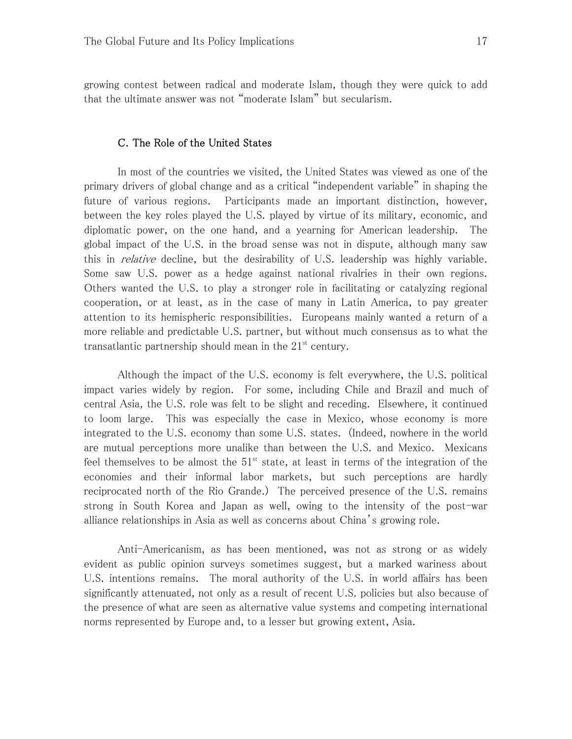growing contest between radical and moderate Islam, though they were quick to add that the ultimate answer was not "moderate Islam" but secularism.

### C. The Role of the United States

In most of the countries we visited, the United States was viewed as one of the primary drivers of global change and as a critical "independent variable" in shaping the future of various regions. Participants made an important distinction, however, between the key roles played the U.S. played by virtue of its military, economic, and diplomatic power, on the one hand, and a yearning for American leadership. The global impact of the U.S. in the broad sense was not in dispute, although many saw this in *relative* decline, but the desirability of U.S. leadership was highly variable. Some saw U.S. power as a hedge against national rivalries in their own regions. Others wanted the U.S. to play a stronger role in facilitating or catalyzing regional cooperation, or at least, as in the case of many in Latin America, to pay greater attention to its hemispheric responsibilities. Europeans mainly wanted a return of a more reliable and predictable U.S. partner, but without much consensus as to what the transatlantic partnership should mean in the 21st century.

Although the impact of the U.S. economy is felt everywhere, the U.S. political impact varies widely by region. For some, including Chile and Brazil and much of central Asia, the U.S. role was felt to be slight and receding. Elsewhere, it continued to loom large. This was especially the case in Mexico, whose economy is more integrated to the U.S. economy than some U.S. states. (Indeed, nowhere in the world are mutual perceptions more unalike than between the U.S. and Mexico. Mexicans feel themselves to be almost the 51st state, at least in terms of the integration of the economies and their informal labor markets, but such perceptions are hardly reciprocated north of the Rio Grande.) The perceived presence of the U.S. remains strong in South Korea and Japan as well, owing to the intensity of the post-war alliance relationships in Asia as well as concerns about China's growing role.

Anti-Americanism, as has been mentioned, was not as strong or as widely evident as public opinion surveys sometimes suggest, but a marked wariness about U.S. intentions remains. The moral authority of the U.S. in world affairs has been significantly attenuated, not only as a result of recent U.S. policies but also because of the presence of what are seen as alternative value systems and competing international norms represented by Europe and, to a lesser but growing extent, Asia.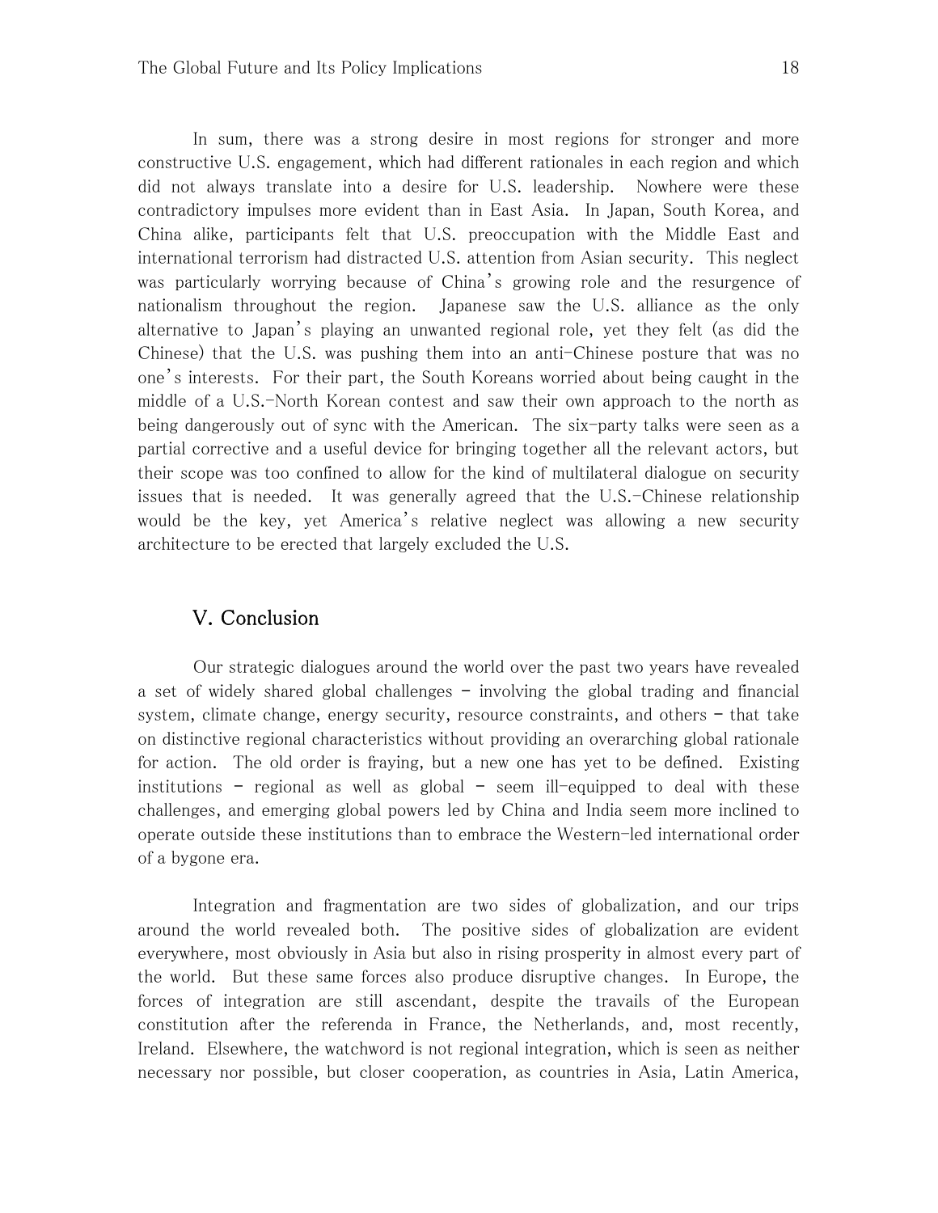In sum, there was a strong desire in most regions for stronger and more constructive U.S. engagement, which had different rationales in each region and which did not always translate into a desire for U.S. leadership. Nowhere were these contradictory impulses more evident than in East Asia. In Japan, South Korea, and China alike, participants felt that U.S. preoccupation with the Middle East and international terrorism had distracted U.S. attention from Asian security. This neglect was particularly worrying because of China's growing role and the resurgence of nationalism throughout the region. Japanese saw the U.S. alliance as the only alternative to Japan's playing an unwanted regional role, yet they felt (as did the Chinese) that the U.S. was pushing them into an anti-Chinese posture that was no one's interests. For their part, the South Koreans worried about being caught in the middle of a U.S.-North Korean contest and saw their own approach to the north as being dangerously out of sync with the American. The six-party talks were seen as a partial corrective and a useful device for bringing together all the relevant actors, but their scope was too confined to allow for the kind of multilateral dialogue on security issues that is needed. It was generally agreed that the U.S.-Chinese relationship would be the key, yet America's relative neglect was allowing a new security architecture to be erected that largely excluded the U.S.

## V. Conclusion

Our strategic dialogues around the world over the past two years have revealed a set of widely shared global challenges – involving the global trading and financial system, climate change, energy security, resource constraints, and others – that take on distinctive regional characteristics without providing an overarching global rationale for action. The old order is fraying, but a new one has yet to be defined. Existing institutions – regional as well as global – seem ill-equipped to deal with these challenges, and emerging global powers led by China and India seem more inclined to operate outside these institutions than to embrace the Western-led international order of a bygone era.

Integration and fragmentation are two sides of globalization, and our trips around the world revealed both. The positive sides of globalization are evident everywhere, most obviously in Asia but also in rising prosperity in almost every part of the world. But these same forces also produce disruptive changes. In Europe, the forces of integration are still ascendant, despite the travails of the European constitution after the referenda in France, the Netherlands, and, most recently, Ireland. Elsewhere, the watchword is not regional integration, which is seen as neither necessary nor possible, but closer cooperation, as countries in Asia, Latin America,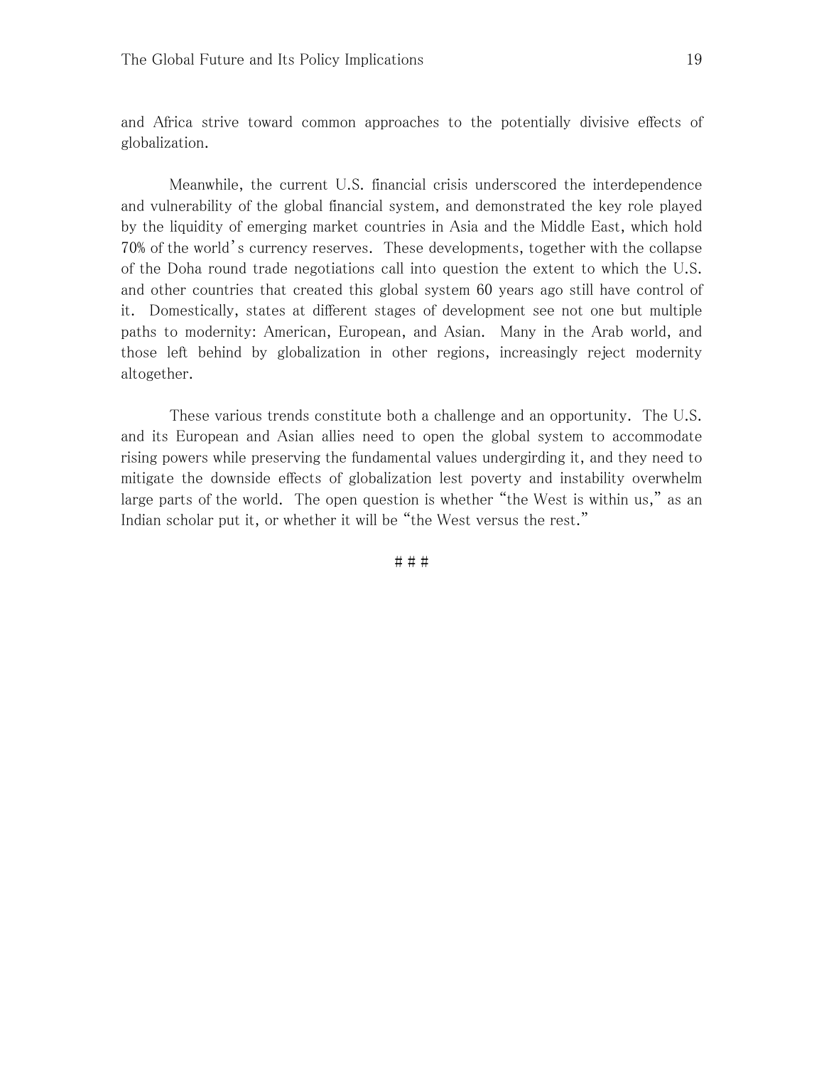and Africa strive toward common approaches to the potentially divisive effects of globalization.

Meanwhile, the current U.S. financial crisis underscored the interdependence and vulnerability of the global financial system, and demonstrated the key role played by the liquidity of emerging market countries in Asia and the Middle East, which hold 70% of the world's currency reserves. These developments, together with the collapse of the Doha round trade negotiations call into question the extent to which the U.S. and other countries that created this global system 60 years ago still have control of it. Domestically, states at different stages of development see not one but multiple paths to modernity: American, European, and Asian. Many in the Arab world, and those left behind by globalization in other regions, increasingly reject modernity altogether.

These various trends constitute both a challenge and an opportunity. The U.S. and its European and Asian allies need to open the global system to accommodate rising powers while preserving the fundamental values undergirding it, and they need to mitigate the downside effects of globalization lest poverty and instability overwhelm large parts of the world. The open question is whether "the West is within us," as an Indian scholar put it, or whether it will be "the West versus the rest."

# # #